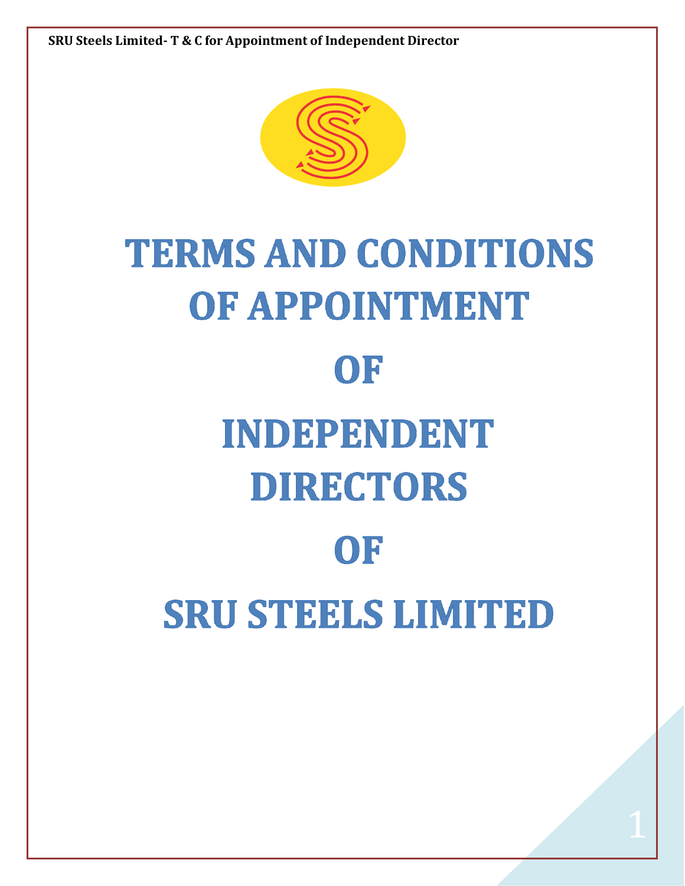# TERMS AND CONDITIONS OF APPOINTMENT

# OF

# INDEPENDENT DIRECTORS

# OF

# SRU STEELS LIMITED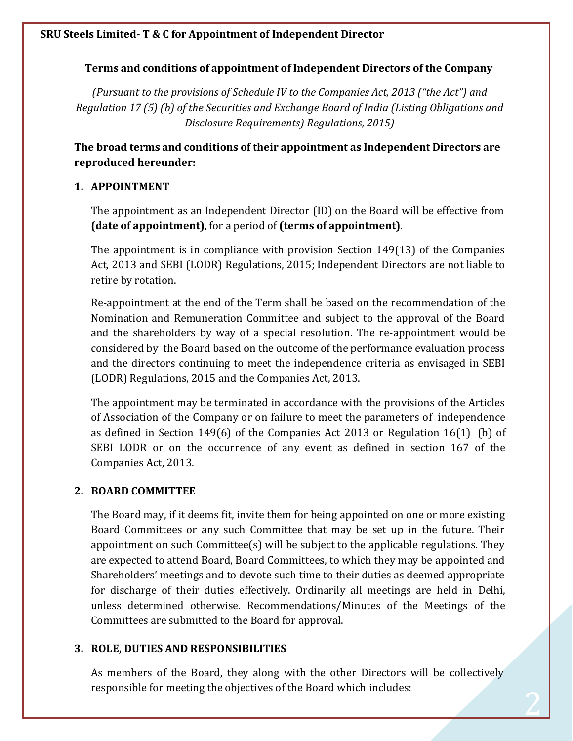**Terms and conditions of appointment of Independent Directors of the Company**

*(Pursuant to the provisions of Schedule IV to the Companies Act, 2013 ("the Act") and Regulation 17 (5) (b) of the Securities and Exchange Board of India (Listing Obligations and Disclosure Requirements) Regulations, 2015)*

**The broad terms and conditions of their appointment as Independent Directors are reproduced hereunder:**

## 1. APPOINTMENT

The appointment as an Independent Director (ID) on the Board will be effective from **(date of appointment)**, for a period of **(terms of appointment)**.

The appointment is in compliance with provision Section 149(13) of the Companies Act, 2013 and SEBI (LODR) Regulations, 2015; Independent Directors are not liable to retire by rotation.

Re-appointment at the end of the Term shall be based on the recommendation of the Nomination and Remuneration Committee and subject to the approval of the Board and the shareholders by way of a special resolution. The re-appointment would be considered by the Board based on the outcome of the performance evaluation process and the directors continuing to meet the independence criteria as envisaged in SEBI (LODR) Regulations, 2015 and the Companies Act, 2013.

The appointment may be terminated in accordance with the provisions of the Articles of Association of the Company or on failure to meet the parameters of independence as defined in Section 149(6) of the Companies Act 2013 or Regulation 16(1) (b) of SEBI LODR or on the occurrence of any event as defined in section 167 of the Companies Act, 2013.

## 2. BOARD COMMITTEE

The Board may, if it deems fit, invite them for being appointed on one or more existing Board Committees or any such Committee that may be set up in the future. Their appointment on such Committee(s) will be subject to the applicable regulations. They are expected to attend Board, Board Committees, to which they may be appointed and Shareholders' meetings and to devote such time to their duties as deemed appropriate for discharge of their duties effectively. Ordinarily all meetings are held in Delhi, unless determined otherwise. Recommendations/Minutes of the Meetings of the Committees are submitted to the Board for approval.

## 3. ROLE, DUTIES AND RESPONSIBILITIES

As members of the Board, they along with the other Directors will be collectively responsible for meeting the objectives of the Board which includes: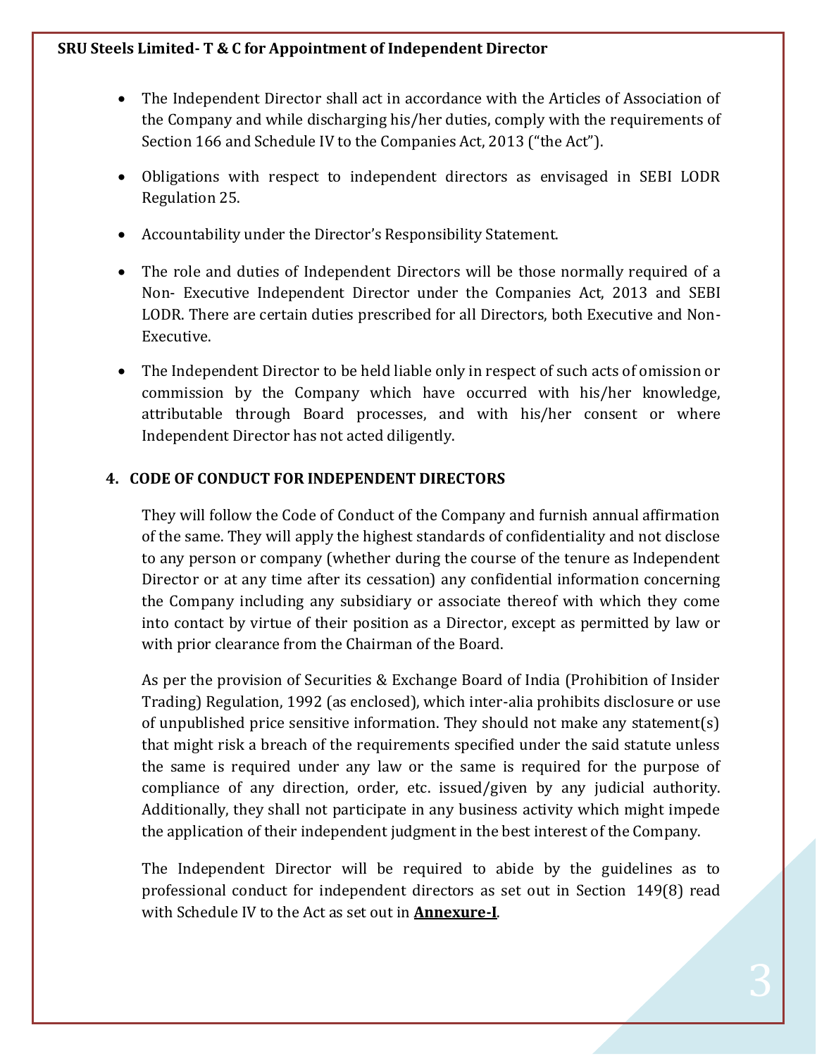- The Independent Director shall act in accordance with the Articles of Association of the Company and while discharging his/her duties, comply with the requirements of Section 166 and Schedule IV to the Companies Act, 2013 ("the Act").

- Obligations with respect to independent directors as envisaged in SEBI LODR Regulation 25.

- Accountability under the Director's Responsibility Statement.

- The role and duties of Independent Directors will be those normally required of a Non- Executive Independent Director under the Companies Act, 2013 and SEBI LODR. There are certain duties prescribed for all Directors, both Executive and Non-Executive.

- The Independent Director to be held liable only in respect of such acts of omission or commission by the Company which have occurred with his/her knowledge, attributable through Board processes, and with his/her consent or where Independent Director has not acted diligently.

**4. CODE OF CONDUCT FOR INDEPENDENT DIRECTORS**

They will follow the Code of Conduct of the Company and furnish annual affirmation of the same. They will apply the highest standards of confidentiality and not disclose to any person or company (whether during the course of the tenure as Independent Director or at any time after its cessation) any confidential information concerning the Company including any subsidiary or associate thereof with which they come into contact by virtue of their position as a Director, except as permitted by law or with prior clearance from the Chairman of the Board.

As per the provision of Securities & Exchange Board of India (Prohibition of Insider Trading) Regulation, 1992 (as enclosed), which inter-alia prohibits disclosure or use of unpublished price sensitive information. They should not make any statement(s) that might risk a breach of the requirements specified under the said statute unless the same is required under any law or the same is required for the purpose of compliance of any direction, order, etc. issued/given by any judicial authority. Additionally, they shall not participate in any business activity which might impede the application of their independent judgment in the best interest of the Company.

The Independent Director will be required to abide by the guidelines as to professional conduct for independent directors as set out in Section 149(8) read with Schedule IV to the Act as set out in **Annexure-I**.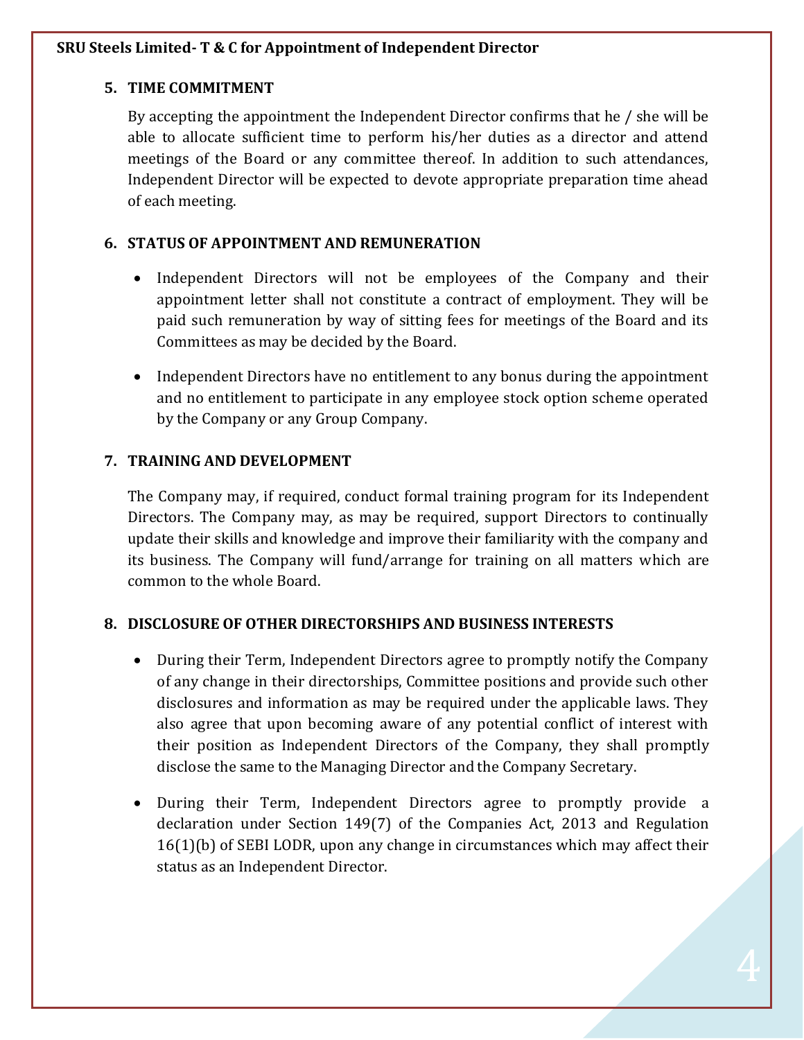## 5. TIME COMMITMENT

By accepting the appointment the Independent Director confirms that he / she will be able to allocate sufficient time to perform his/her duties as a director and attend meetings of the Board or any committee thereof. In addition to such attendances, Independent Director will be expected to devote appropriate preparation time ahead of each meeting.

## 6. STATUS OF APPOINTMENT AND REMUNERATION

- Independent Directors will not be employees of the Company and their appointment letter shall not constitute a contract of employment. They will be paid such remuneration by way of sitting fees for meetings of the Board and its Committees as may be decided by the Board.
- Independent Directors have no entitlement to any bonus during the appointment and no entitlement to participate in any employee stock option scheme operated by the Company or any Group Company.

## 7. TRAINING AND DEVELOPMENT

The Company may, if required, conduct formal training program for its Independent Directors. The Company may, as may be required, support Directors to continually update their skills and knowledge and improve their familiarity with the company and its business. The Company will fund/arrange for training on all matters which are common to the whole Board.

## 8. DISCLOSURE OF OTHER DIRECTORSHIPS AND BUSINESS INTERESTS

- During their Term, Independent Directors agree to promptly notify the Company of any change in their directorships, Committee positions and provide such other disclosures and information as may be required under the applicable laws. They also agree that upon becoming aware of any potential conflict of interest with their position as Independent Directors of the Company, they shall promptly disclose the same to the Managing Director and the Company Secretary.
- During their Term, Independent Directors agree to promptly provide a declaration under Section 149(7) of the Companies Act, 2013 and Regulation 16(1)(b) of SEBI LODR, upon any change in circumstances which may affect their status as an Independent Director.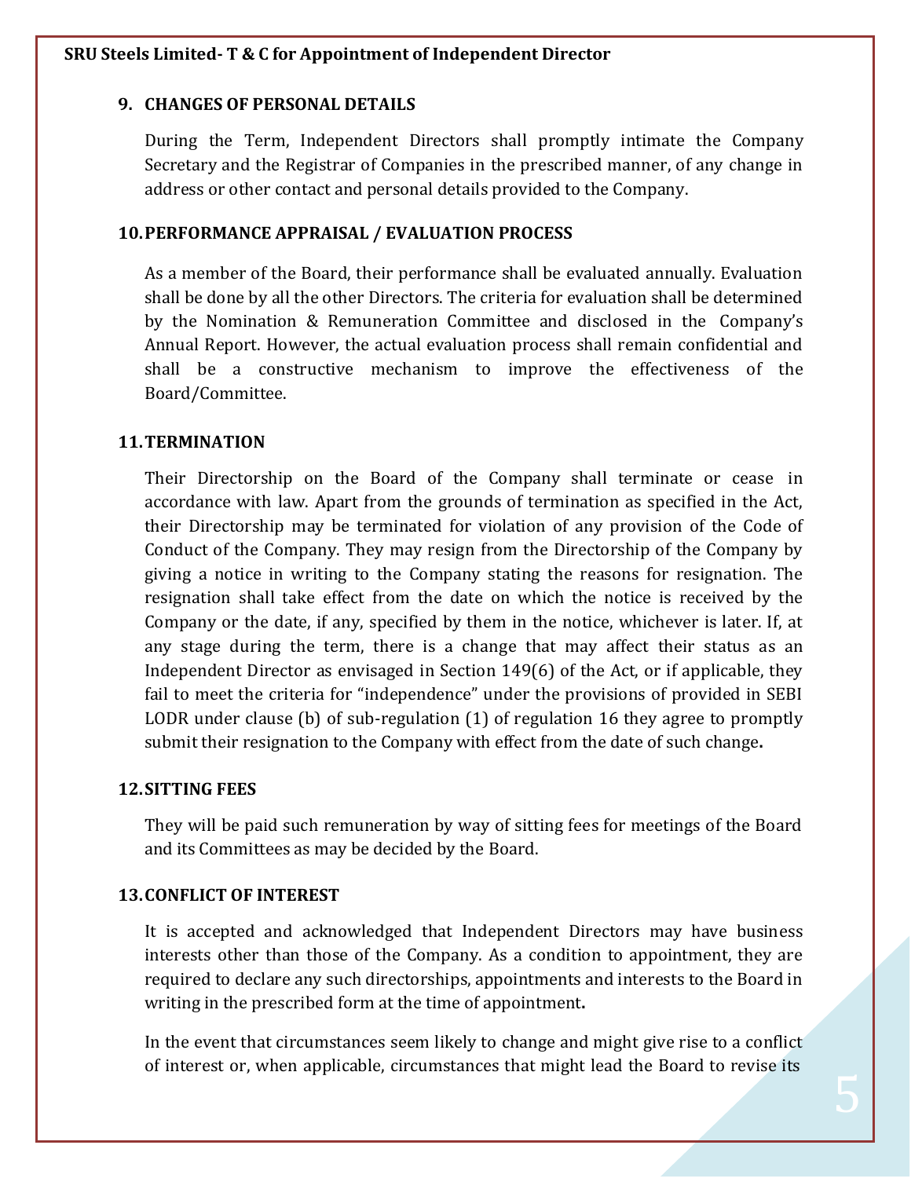## 9. CHANGES OF PERSONAL DETAILS

During the Term, Independent Directors shall promptly intimate the Company Secretary and the Registrar of Companies in the prescribed manner, of any change in address or other contact and personal details provided to the Company.

## 10. PERFORMANCE APPRAISAL / EVALUATION PROCESS

As a member of the Board, their performance shall be evaluated annually. Evaluation shall be done by all the other Directors. The criteria for evaluation shall be determined by the Nomination & Remuneration Committee and disclosed in the Company's Annual Report. However, the actual evaluation process shall remain confidential and shall be a constructive mechanism to improve the effectiveness of the Board/Committee.

## 11. TERMINATION

Their Directorship on the Board of the Company shall terminate or cease in accordance with law. Apart from the grounds of termination as specified in the Act, their Directorship may be terminated for violation of any provision of the Code of Conduct of the Company. They may resign from the Directorship of the Company by giving a notice in writing to the Company stating the reasons for resignation. The resignation shall take effect from the date on which the notice is received by the Company or the date, if any, specified by them in the notice, whichever is later. If, at any stage during the term, there is a change that may affect their status as an Independent Director as envisaged in Section 149(6) of the Act, or if applicable, they fail to meet the criteria for "independence" under the provisions of provided in SEBI LODR under clause (b) of sub-regulation (1) of regulation 16 they agree to promptly submit their resignation to the Company with effect from the date of such change**.**

## 12. SITTING FEES

They will be paid such remuneration by way of sitting fees for meetings of the Board and its Committees as may be decided by the Board.

## 13. CONFLICT OF INTEREST

It is accepted and acknowledged that Independent Directors may have business interests other than those of the Company. As a condition to appointment, they are required to declare any such directorships, appointments and interests to the Board in writing in the prescribed form at the time of appointment**.**

In the event that circumstances seem likely to change and might give rise to a conflict of interest or, when applicable, circumstances that might lead the Board to revise its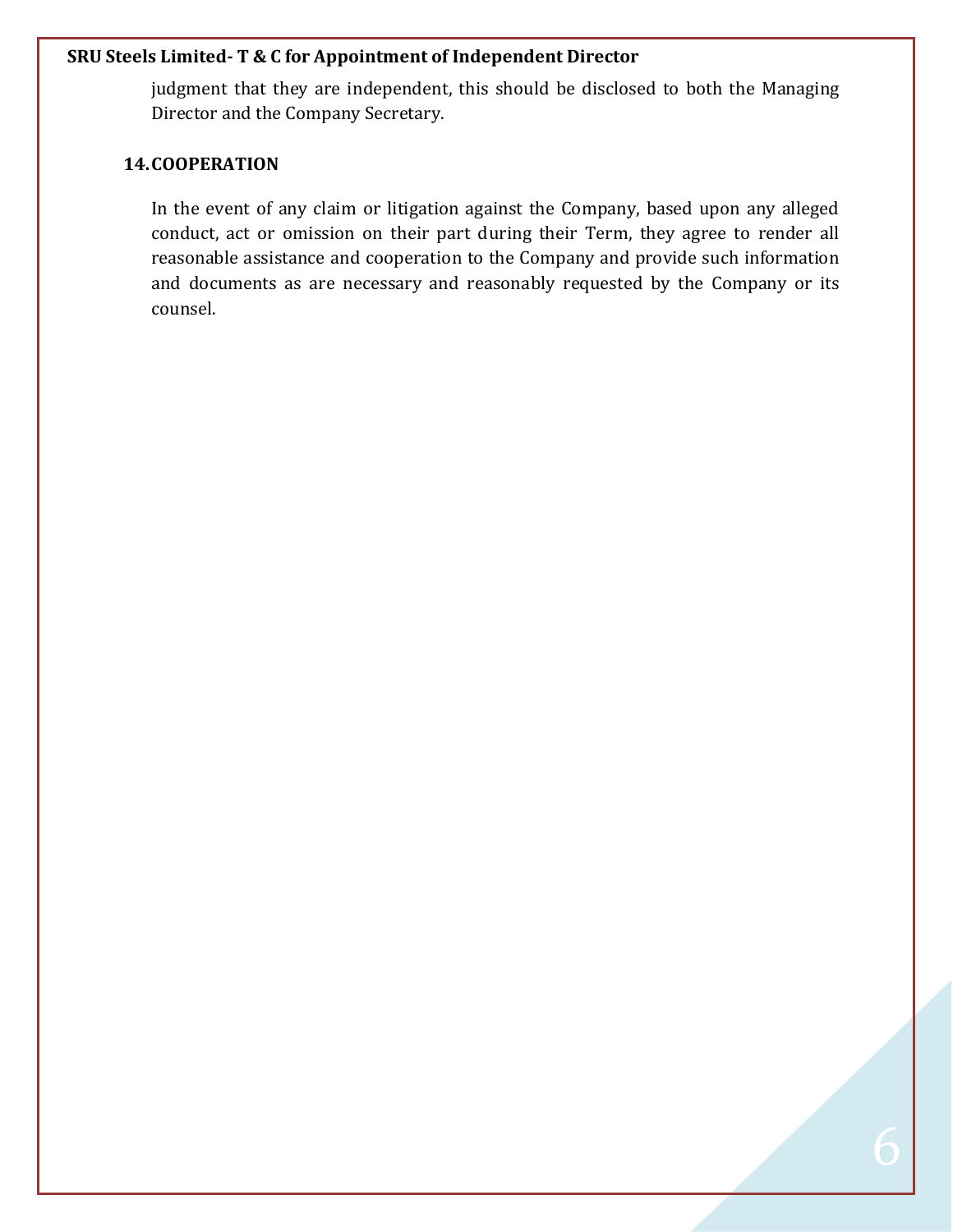judgment that they are independent, this should be disclosed to both the Managing Director and the Company Secretary.

## 14. COOPERATION

In the event of any claim or litigation against the Company, based upon any alleged conduct, act or omission on their part during their Term, they agree to render all reasonable assistance and cooperation to the Company and provide such information and documents as are necessary and reasonably requested by the Company or its counsel.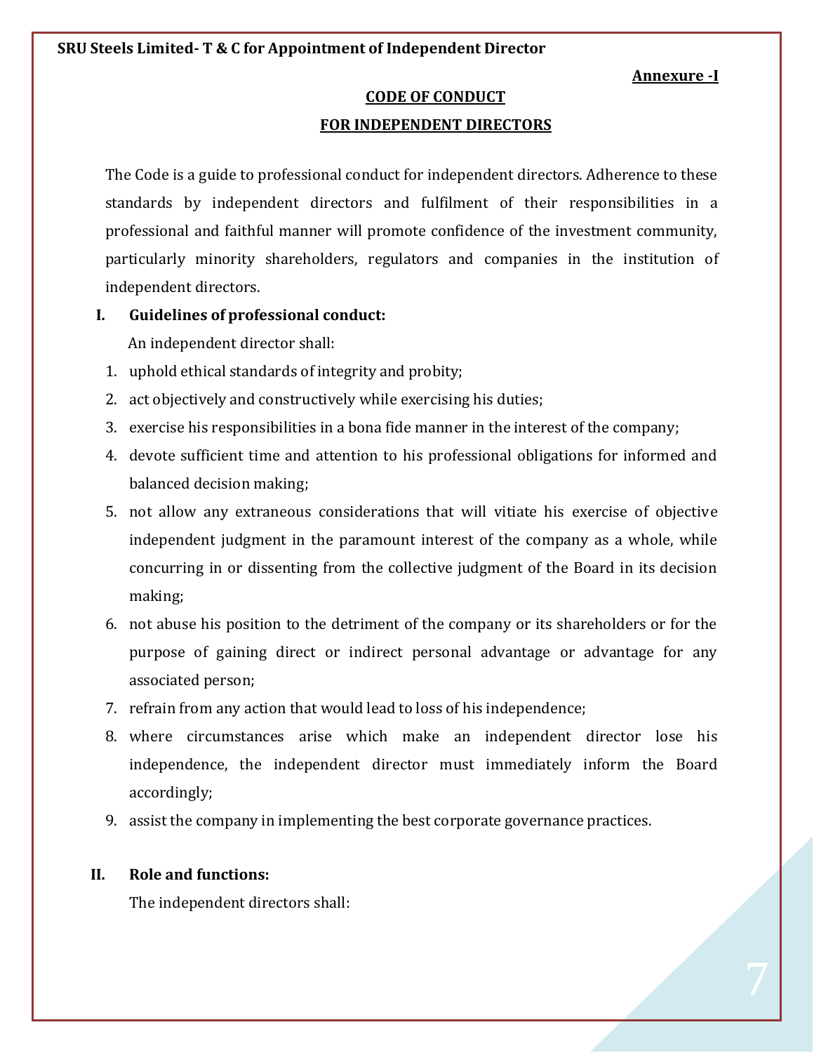Annexure -I

## CODE OF CONDUCT
## FOR INDEPENDENT DIRECTORS

The Code is a guide to professional conduct for independent directors. Adherence to these standards by independent directors and fulfilment of their responsibilities in a professional and faithful manner will promote confidence of the investment community, particularly minority shareholders, regulators and companies in the institution of independent directors.

**I. Guidelines of professional conduct:**

An independent director shall:

1. uphold ethical standards of integrity and probity;
2. act objectively and constructively while exercising his duties;
3. exercise his responsibilities in a bona fide manner in the interest of the company;
4. devote sufficient time and attention to his professional obligations for informed and balanced decision making;
5. not allow any extraneous considerations that will vitiate his exercise of objective independent judgment in the paramount interest of the company as a whole, while concurring in or dissenting from the collective judgment of the Board in its decision making;
6. not abuse his position to the detriment of the company or its shareholders or for the purpose of gaining direct or indirect personal advantage or advantage for any associated person;
7. refrain from any action that would lead to loss of his independence;
8. where circumstances arise which make an independent director lose his independence, the independent director must immediately inform the Board accordingly;
9. assist the company in implementing the best corporate governance practices.

**II. Role and functions:**

The independent directors shall: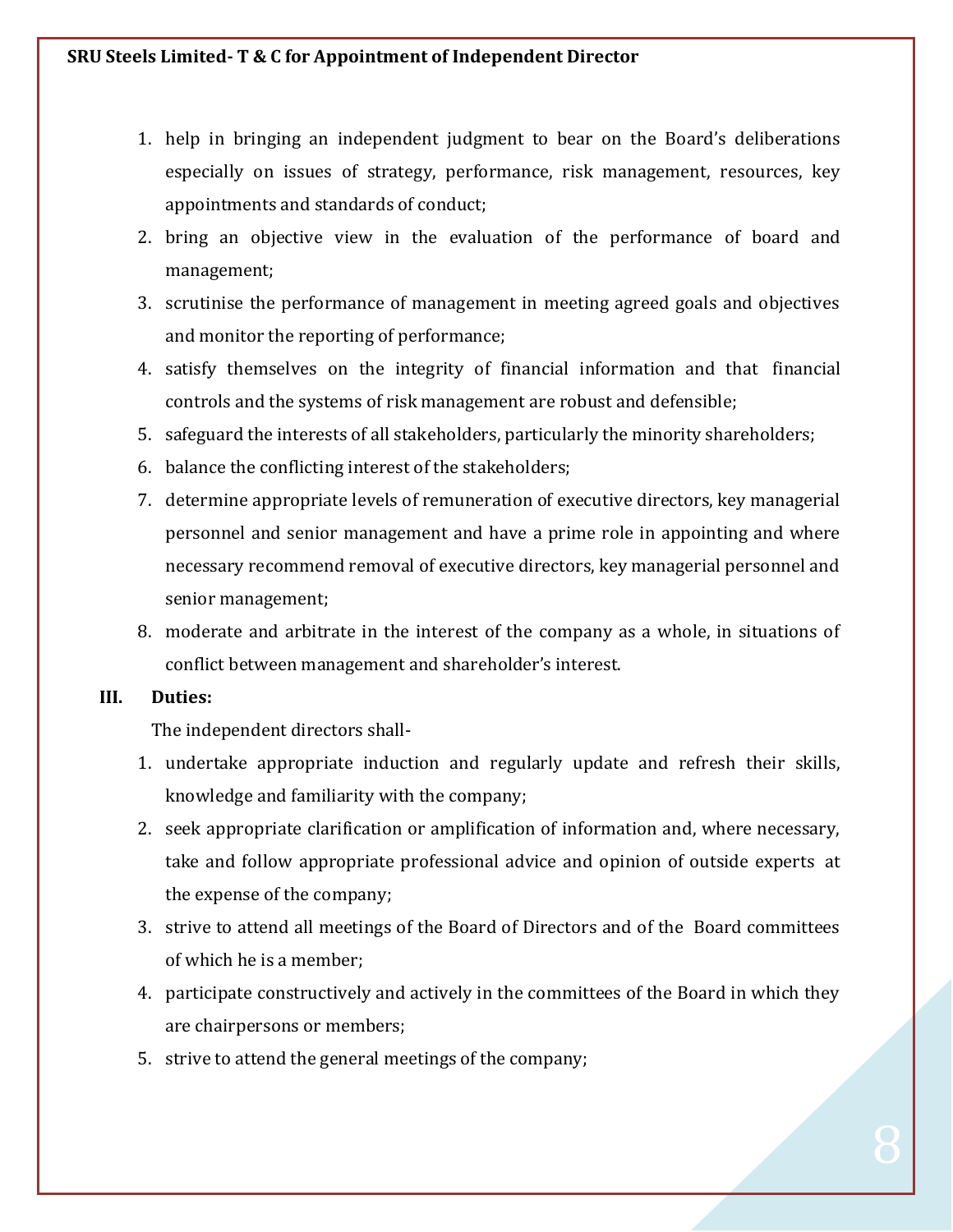1. help in bringing an independent judgment to bear on the Board's deliberations especially on issues of strategy, performance, risk management, resources, key appointments and standards of conduct;
2. bring an objective view in the evaluation of the performance of board and management;
3. scrutinise the performance of management in meeting agreed goals and objectives and monitor the reporting of performance;
4. satisfy themselves on the integrity of financial information and that financial controls and the systems of risk management are robust and defensible;
5. safeguard the interests of all stakeholders, particularly the minority shareholders;
6. balance the conflicting interest of the stakeholders;
7. determine appropriate levels of remuneration of executive directors, key managerial personnel and senior management and have a prime role in appointing and where necessary recommend removal of executive directors, key managerial personnel and senior management;
8. moderate and arbitrate in the interest of the company as a whole, in situations of conflict between management and shareholder's interest.

**III. Duties:**

The independent directors shall-

1. undertake appropriate induction and regularly update and refresh their skills, knowledge and familiarity with the company;
2. seek appropriate clarification or amplification of information and, where necessary, take and follow appropriate professional advice and opinion of outside experts at the expense of the company;
3. strive to attend all meetings of the Board of Directors and of the Board committees of which he is a member;
4. participate constructively and actively in the committees of the Board in which they are chairpersons or members;
5. strive to attend the general meetings of the company;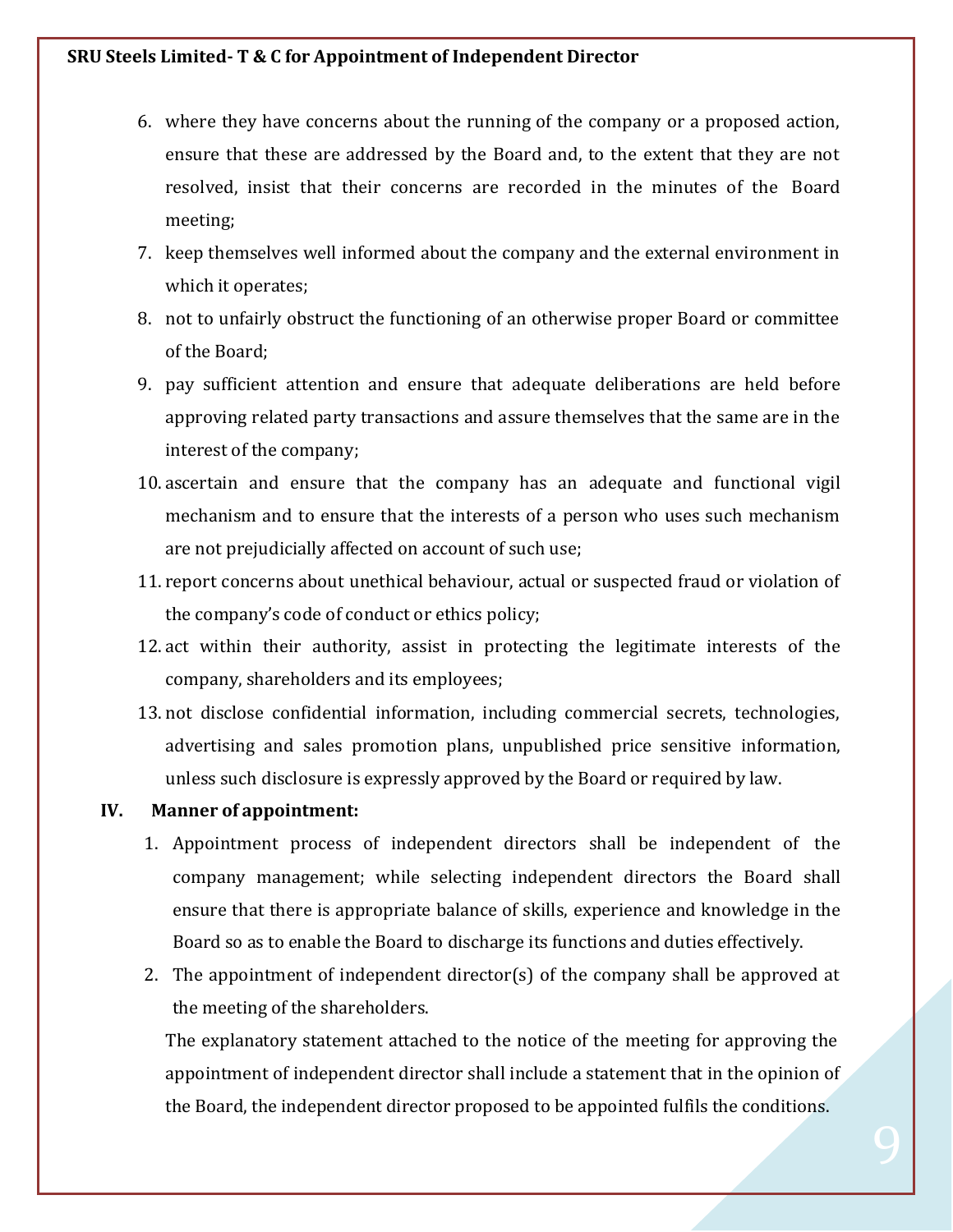6. where they have concerns about the running of the company or a proposed action, ensure that these are addressed by the Board and, to the extent that they are not resolved, insist that their concerns are recorded in the minutes of the Board meeting;
7. keep themselves well informed about the company and the external environment in which it operates;
8. not to unfairly obstruct the functioning of an otherwise proper Board or committee of the Board;
9. pay sufficient attention and ensure that adequate deliberations are held before approving related party transactions and assure themselves that the same are in the interest of the company;
10. ascertain and ensure that the company has an adequate and functional vigil mechanism and to ensure that the interests of a person who uses such mechanism are not prejudicially affected on account of such use;
11. report concerns about unethical behaviour, actual or suspected fraud or violation of the company's code of conduct or ethics policy;
12. act within their authority, assist in protecting the legitimate interests of the company, shareholders and its employees;
13. not disclose confidential information, including commercial secrets, technologies, advertising and sales promotion plans, unpublished price sensitive information, unless such disclosure is expressly approved by the Board or required by law.

**IV. Manner of appointment:**

1. Appointment process of independent directors shall be independent of the company management; while selecting independent directors the Board shall ensure that there is appropriate balance of skills, experience and knowledge in the Board so as to enable the Board to discharge its functions and duties effectively.
2. The appointment of independent director(s) of the company shall be approved at the meeting of the shareholders.

   The explanatory statement attached to the notice of the meeting for approving the appointment of independent director shall include a statement that in the opinion of the Board, the independent director proposed to be appointed fulfils the conditions.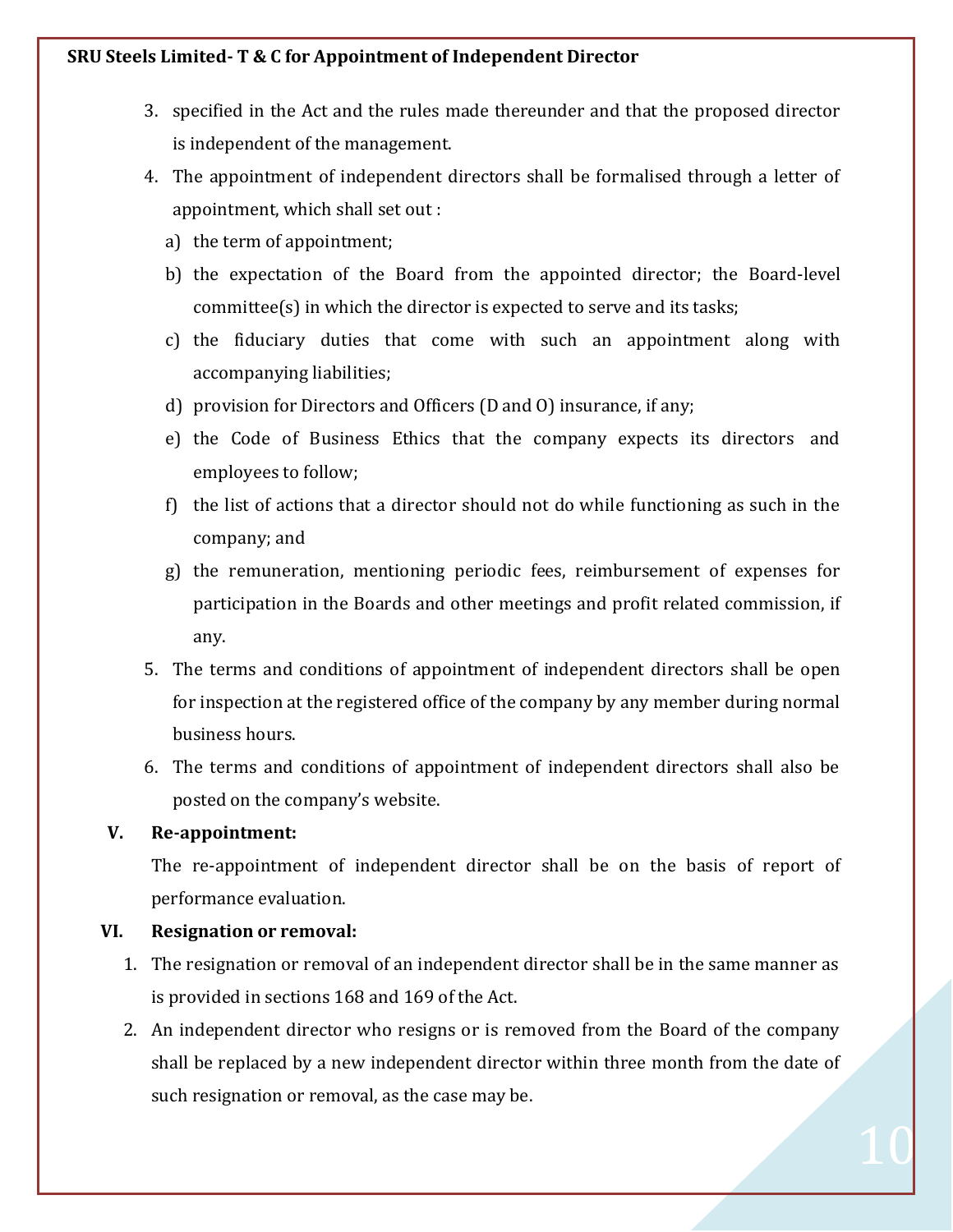3. specified in the Act and the rules made thereunder and that the proposed director is independent of the management.
4. The appointment of independent directors shall be formalised through a letter of appointment, which shall set out :
   a) the term of appointment;
   b) the expectation of the Board from the appointed director; the Board-level committee(s) in which the director is expected to serve and its tasks;
   c) the fiduciary duties that come with such an appointment along with accompanying liabilities;
   d) provision for Directors and Officers (D and O) insurance, if any;
   e) the Code of Business Ethics that the company expects its directors and employees to follow;
   f) the list of actions that a director should not do while functioning as such in the company; and
   g) the remuneration, mentioning periodic fees, reimbursement of expenses for participation in the Boards and other meetings and profit related commission, if any.
5. The terms and conditions of appointment of independent directors shall be open for inspection at the registered office of the company by any member during normal business hours.
6. The terms and conditions of appointment of independent directors shall also be posted on the company's website.

## V. Re-appointment:

The re-appointment of independent director shall be on the basis of report of performance evaluation.

## VI. Resignation or removal:

1. The resignation or removal of an independent director shall be in the same manner as is provided in sections 168 and 169 of the Act.
2. An independent director who resigns or is removed from the Board of the company shall be replaced by a new independent director within three month from the date of such resignation or removal, as the case may be.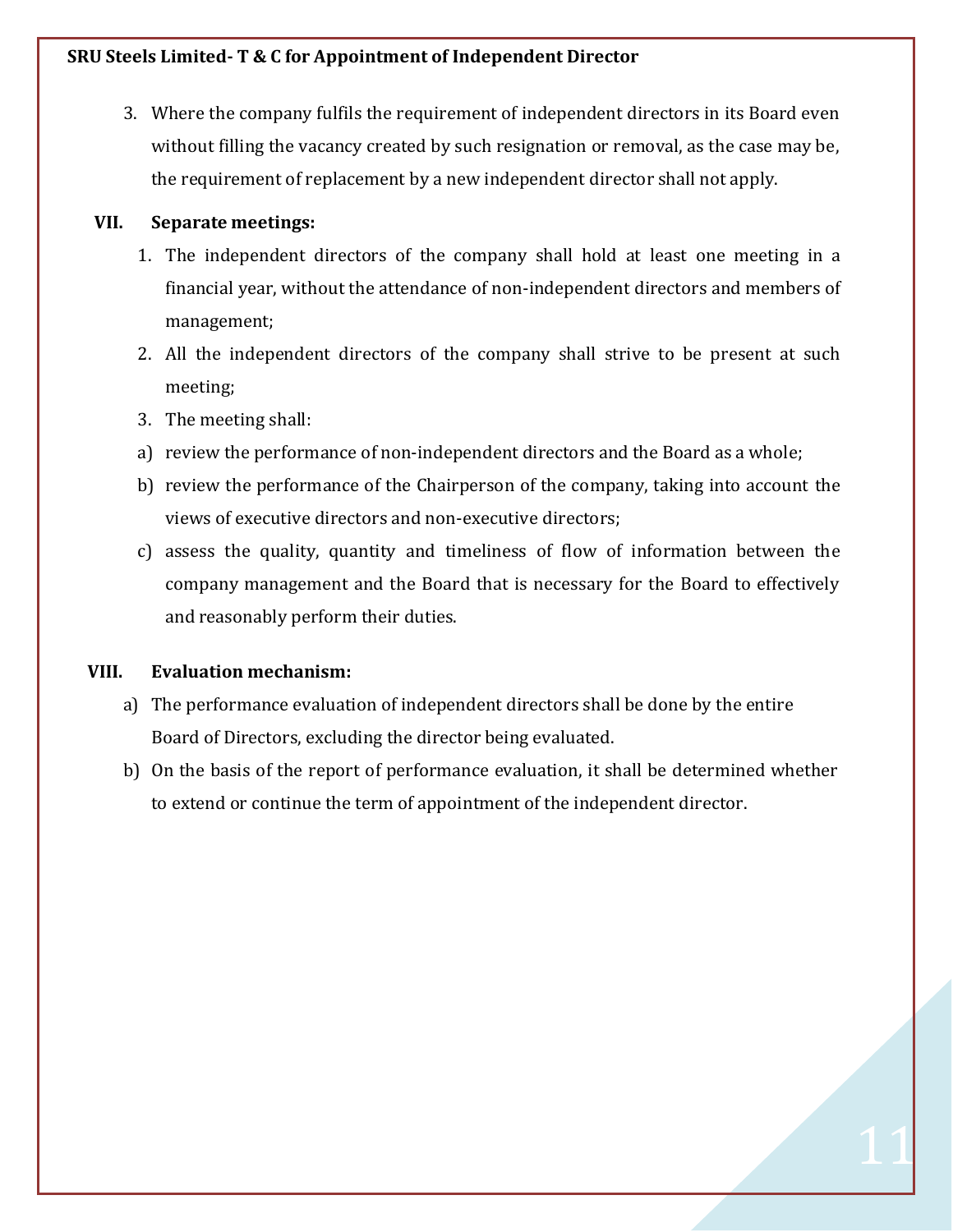3. Where the company fulfils the requirement of independent directors in its Board even without filling the vacancy created by such resignation or removal, as the case may be, the requirement of replacement by a new independent director shall not apply.

## VII. Separate meetings:

1. The independent directors of the company shall hold at least one meeting in a financial year, without the attendance of non-independent directors and members of management;
2. All the independent directors of the company shall strive to be present at such meeting;
3. The meeting shall:

a) review the performance of non-independent directors and the Board as a whole;

b) review the performance of the Chairperson of the company, taking into account the views of executive directors and non-executive directors;

c) assess the quality, quantity and timeliness of flow of information between the company management and the Board that is necessary for the Board to effectively and reasonably perform their duties.

## VIII. Evaluation mechanism:

a) The performance evaluation of independent directors shall be done by the entire Board of Directors, excluding the director being evaluated.

b) On the basis of the report of performance evaluation, it shall be determined whether to extend or continue the term of appointment of the independent director.